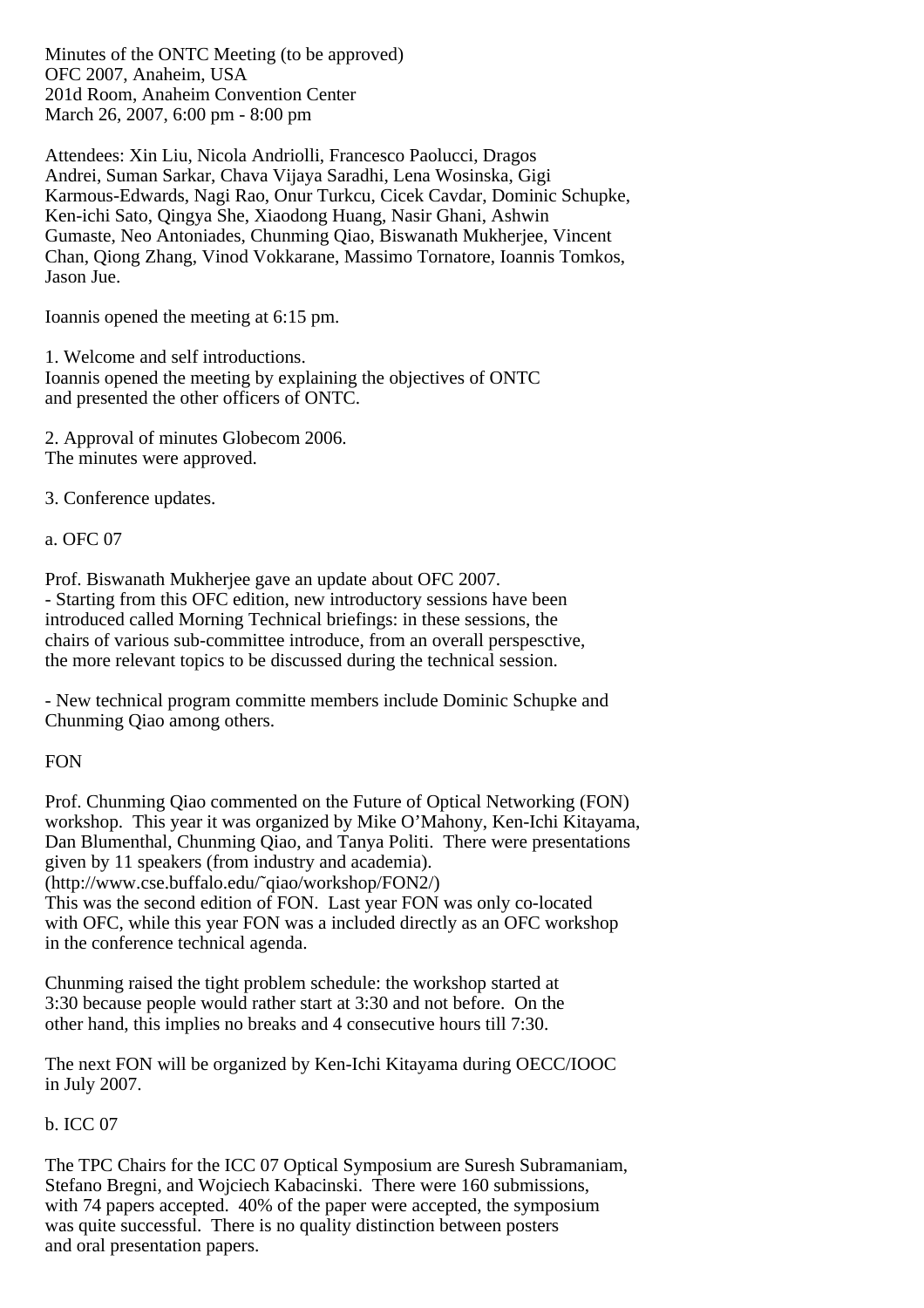Minutes of the ONTC Meeting (to be approved)
OFC 2007, Anaheim, USA
201d Room, Anaheim Convention Center
March 26, 2007, 6:00 pm - 8:00 pm

Attendees: Xin Liu, Nicola Andriolli, Francesco Paolucci, Dragos Andrei, Suman Sarkar, Chava Vijaya Saradhi, Lena Wosinska, Gigi Karmous-Edwards, Nagi Rao, Onur Turkcu, Cicek Cavdar, Dominic Schupke, Ken-ichi Sato, Qingya She, Xiaodong Huang, Nasir Ghani, Ashwin Gumaste, Neo Antoniades, Chunming Qiao, Biswanath Mukherjee, Vincent Chan, Qiong Zhang, Vinod Vokkarane, Massimo Tornatore, Ioannis Tomkos, Jason Jue.

Ioannis opened the meeting at 6:15 pm.

1. Welcome and self introductions.
Ioannis opened the meeting by explaining the objectives of ONTC and presented the other officers of ONTC.

2. Approval of minutes Globecom 2006.
The minutes were approved.

3. Conference updates.

a. OFC 07

Prof. Biswanath Mukherjee gave an update about OFC 2007.
- Starting from this OFC edition, new introductory sessions have been introduced called Morning Technical briefings: in these sessions, the chairs of various sub-committee introduce, from an overall perspesctive, the more relevant topics to be discussed during the technical session.

- New technical program committe members include Dominic Schupke and Chunming Qiao among others.

FON

Prof. Chunming Qiao commented on the Future of Optical Networking (FON) workshop. This year it was organized by Mike O'Mahony, Ken-Ichi Kitayama, Dan Blumenthal, Chunming Qiao, and Tanya Politi. There were presentations given by 11 speakers (from industry and academia).
(http://www.cse.buffalo.edu/~qiao/workshop/FON2/)
This was the second edition of FON. Last year FON was only co-located with OFC, while this year FON was a included directly as an OFC workshop in the conference technical agenda.

Chunming raised the tight problem schedule: the workshop started at 3:30 because people would rather start at 3:30 and not before. On the other hand, this implies no breaks and 4 consecutive hours till 7:30.

The next FON will be organized by Ken-Ichi Kitayama during OECC/IOOC in July 2007.

b. ICC 07

The TPC Chairs for the ICC 07 Optical Symposium are Suresh Subramaniam, Stefano Bregni, and Wojciech Kabacinski. There were 160 submissions, with 74 papers accepted. 40% of the paper were accepted, the symposium was quite successful. There is no quality distinction between posters and oral presentation papers.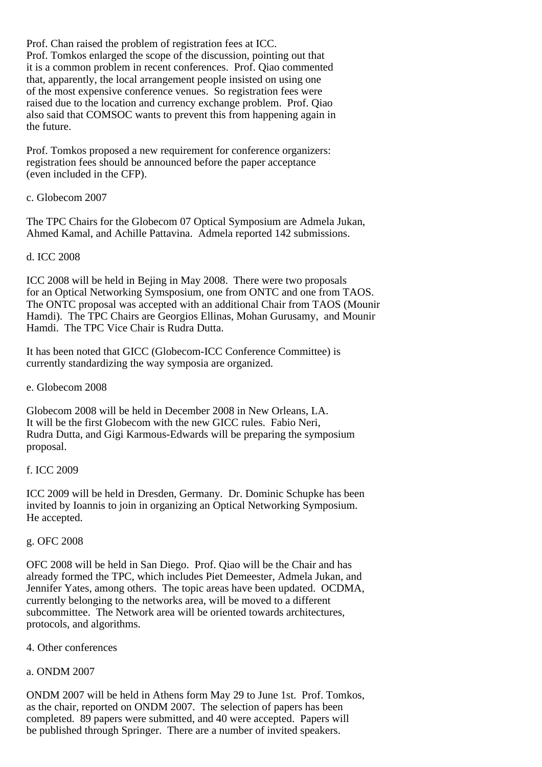Prof. Chan raised the problem of registration fees at ICC. Prof. Tomkos enlarged the scope of the discussion, pointing out that it is a common problem in recent conferences. Prof. Qiao commented that, apparently, the local arrangement people insisted on using one of the most expensive conference venues. So registration fees were raised due to the location and currency exchange problem. Prof. Qiao also said that COMSOC wants to prevent this from happening again in the future.

Prof. Tomkos proposed a new requirement for conference organizers: registration fees should be announced before the paper acceptance (even included in the CFP).

c. Globecom 2007

The TPC Chairs for the Globecom 07 Optical Symposium are Admela Jukan, Ahmed Kamal, and Achille Pattavina. Admela reported 142 submissions.

d. ICC 2008

ICC 2008 will be held in Bejing in May 2008. There were two proposals for an Optical Networking Symsposium, one from ONTC and one from TAOS. The ONTC proposal was accepted with an additional Chair from TAOS (Mounir Hamdi). The TPC Chairs are Georgios Ellinas, Mohan Gurusamy, and Mounir Hamdi. The TPC Vice Chair is Rudra Dutta.

It has been noted that GICC (Globecom-ICC Conference Committee) is currently standardizing the way symposia are organized.

e. Globecom 2008

Globecom 2008 will be held in December 2008 in New Orleans, LA. It will be the first Globecom with the new GICC rules. Fabio Neri, Rudra Dutta, and Gigi Karmous-Edwards will be preparing the symposium proposal.

f. ICC 2009

ICC 2009 will be held in Dresden, Germany. Dr. Dominic Schupke has been invited by Ioannis to join in organizing an Optical Networking Symposium. He accepted.

g. OFC 2008

OFC 2008 will be held in San Diego. Prof. Qiao will be the Chair and has already formed the TPC, which includes Piet Demeester, Admela Jukan, and Jennifer Yates, among others. The topic areas have been updated. OCDMA, currently belonging to the networks area, will be moved to a different subcommittee. The Network area will be oriented towards architectures, protocols, and algorithms.

4. Other conferences

a. ONDM 2007

ONDM 2007 will be held in Athens form May 29 to June 1st. Prof. Tomkos, as the chair, reported on ONDM 2007. The selection of papers has been completed. 89 papers were submitted, and 40 were accepted. Papers will be published through Springer. There are a number of invited speakers.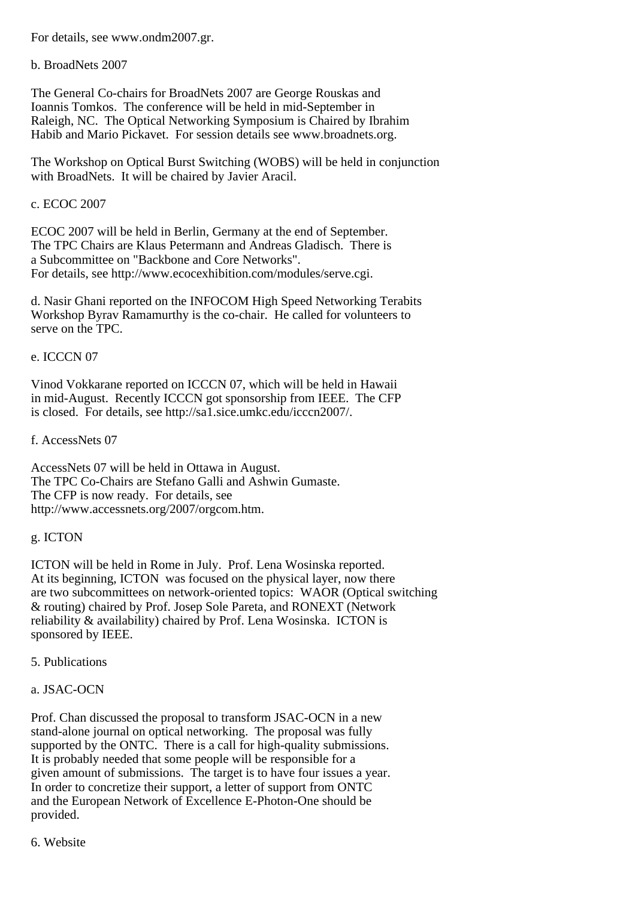For details, see www.ondm2007.gr.

b. BroadNets 2007

The General Co-chairs for BroadNets 2007 are George Rouskas and Ioannis Tomkos. The conference will be held in mid-September in Raleigh, NC. The Optical Networking Symposium is Chaired by Ibrahim Habib and Mario Pickavet. For session details see www.broadnets.org.

The Workshop on Optical Burst Switching (WOBS) will be held in conjunction with BroadNets. It will be chaired by Javier Aracil.

c. ECOC 2007

ECOC 2007 will be held in Berlin, Germany at the end of September. The TPC Chairs are Klaus Petermann and Andreas Gladisch. There is a Subcommittee on "Backbone and Core Networks". For details, see http://www.ecocexhibition.com/modules/serve.cgi.

d. Nasir Ghani reported on the INFOCOM High Speed Networking Terabits Workshop Byrav Ramamurthy is the co-chair. He called for volunteers to serve on the TPC.

e. ICCCN 07

Vinod Vokkarane reported on ICCCN 07, which will be held in Hawaii in mid-August. Recently ICCCN got sponsorship from IEEE. The CFP is closed. For details, see http://sa1.sice.umkc.edu/icccn2007/.

f. AccessNets 07

AccessNets 07 will be held in Ottawa in August. The TPC Co-Chairs are Stefano Galli and Ashwin Gumaste. The CFP is now ready. For details, see http://www.accessnets.org/2007/orgcom.htm.

g. ICTON

ICTON will be held in Rome in July. Prof. Lena Wosinska reported. At its beginning, ICTON was focused on the physical layer, now there are two subcommittees on network-oriented topics: WAOR (Optical switching & routing) chaired by Prof. Josep Sole Pareta, and RONEXT (Network reliability & availability) chaired by Prof. Lena Wosinska. ICTON is sponsored by IEEE.

5. Publications

a. JSAC-OCN

Prof. Chan discussed the proposal to transform JSAC-OCN in a new stand-alone journal on optical networking. The proposal was fully supported by the ONTC. There is a call for high-quality submissions. It is probably needed that some people will be responsible for a given amount of submissions. The target is to have four issues a year. In order to concretize their support, a letter of support from ONTC and the European Network of Excellence E-Photon-One should be provided.

6. Website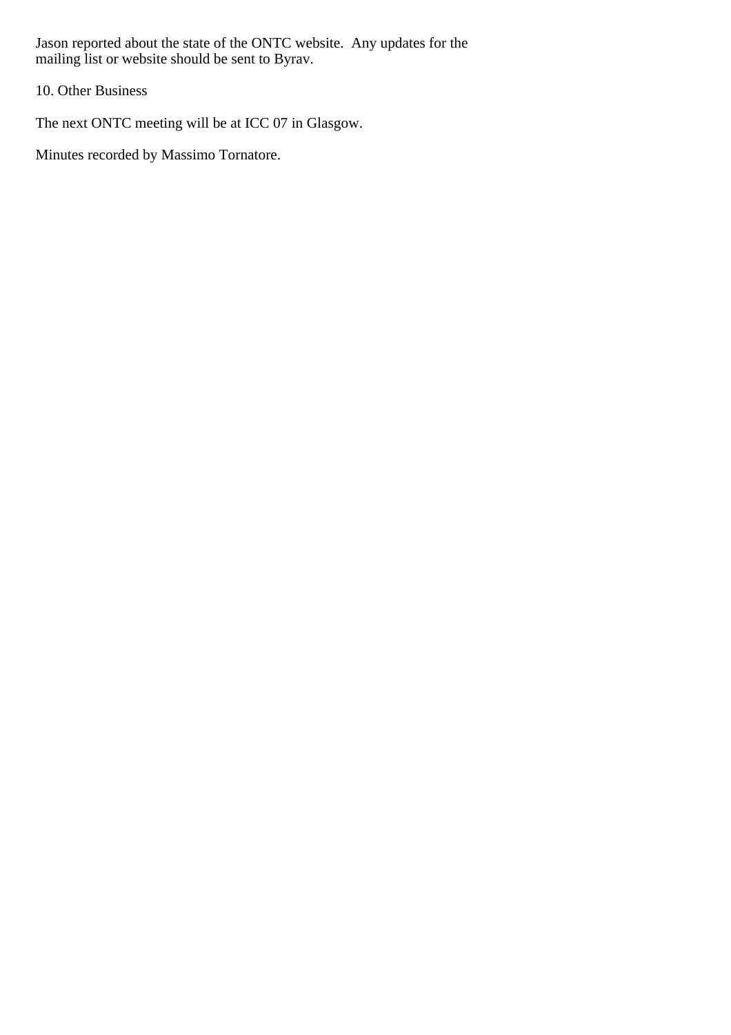Jason reported about the state of the ONTC website. Any updates for the mailing list or website should be sent to Byrav.

10. Other Business

The next ONTC meeting will be at ICC 07 in Glasgow.

Minutes recorded by Massimo Tornatore.